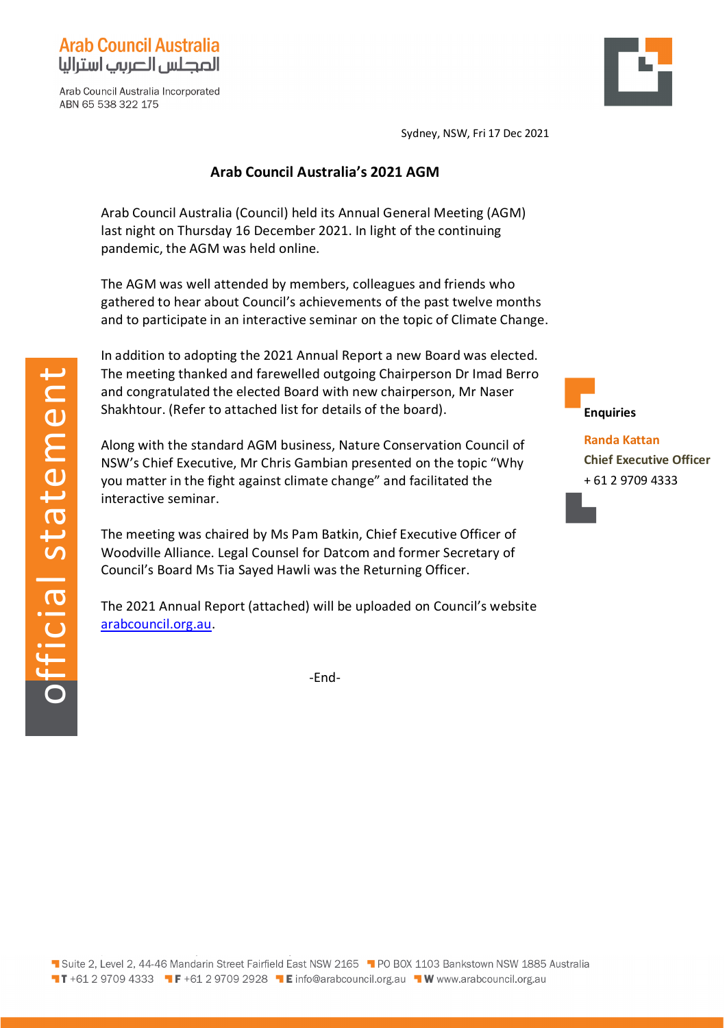**Arab Council Australia**
المجلس العربي استراليا

Arab Council Australia Incorporated
ABN 65 538 322 175

Sydney, NSW, Fri 17 Dec 2021

official statement

## Arab Council Australia's 2021 AGM

Arab Council Australia (Council) held its Annual General Meeting (AGM) last night on Thursday 16 December 2021. In light of the continuing pandemic, the AGM was held online.

The AGM was well attended by members, colleagues and friends who gathered to hear about Council's achievements of the past twelve months and to participate in an interactive seminar on the topic of Climate Change.

In addition to adopting the 2021 Annual Report a new Board was elected. The meeting thanked and farewelled outgoing Chairperson Dr Imad Berro and congratulated the elected Board with new chairperson, Mr Naser Shakhtour. (Refer to attached list for details of the board).

Along with the standard AGM business, Nature Conservation Council of NSW's Chief Executive, Mr Chris Gambian presented on the topic "Why you matter in the fight against climate change" and facilitated the interactive seminar.

The meeting was chaired by Ms Pam Batkin, Chief Executive Officer of Woodville Alliance. Legal Counsel for Datcom and former Secretary of Council's Board Ms Tia Sayed Hawli was the Returning Officer.

The 2021 Annual Report (attached) will be uploaded on Council's website arabcouncil.org.au.

-End-

**Enquiries**

**Randa Kattan**
**Chief Executive Officer**
+ 61 2 9709 4333

Suite 2, Level 2, 44-46 Mandarin Street Fairfield East NSW 2165 PO BOX 1103 Bankstown NSW 1885 Australia
**T** +61 2 9709 4333 **F** +61 2 9709 2928 **E** info@arabcouncil.org.au **W** www.arabcouncil.org.au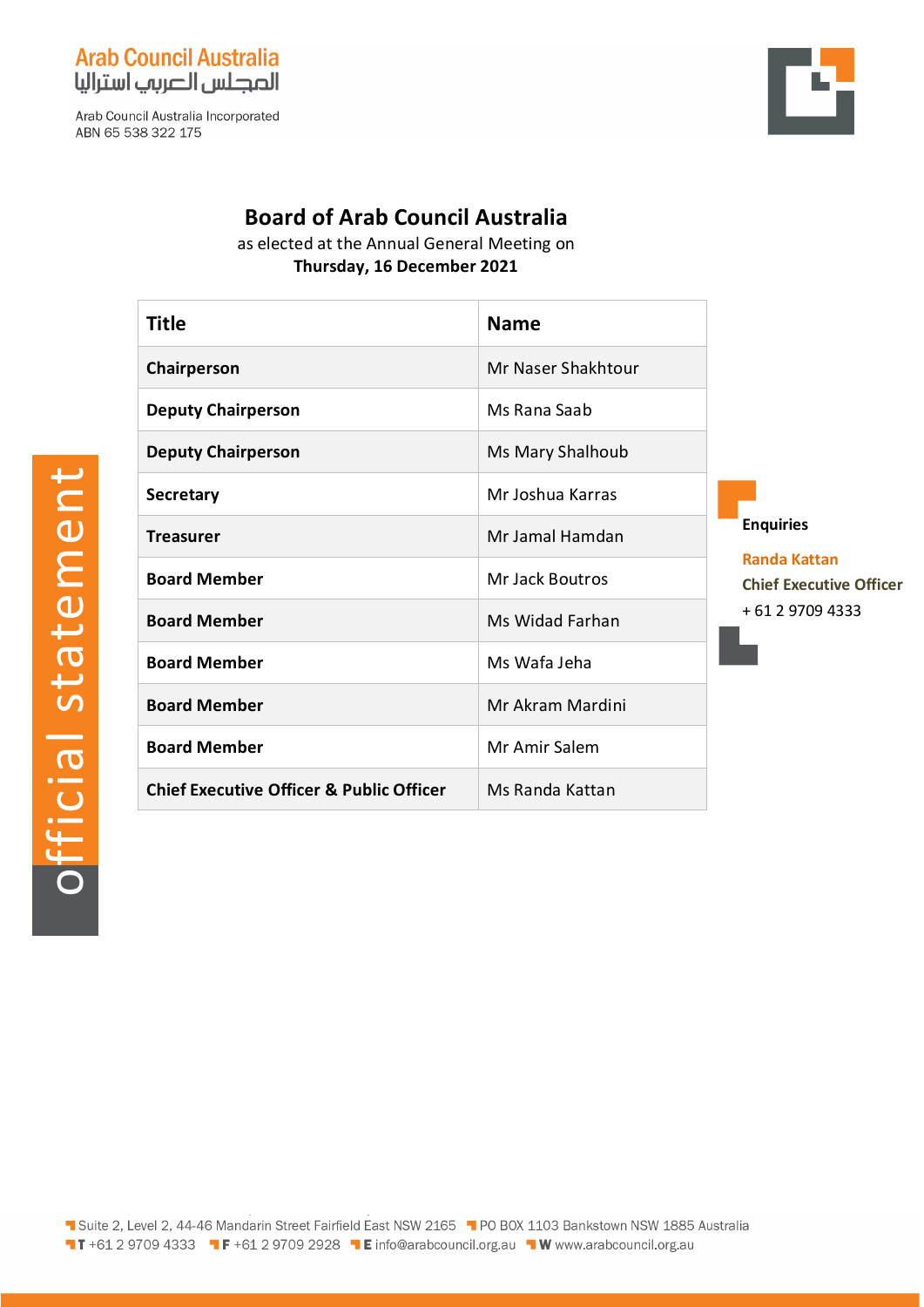Arab Council Australia
المجلس العربي استراليا

Arab Council Australia Incorporated
ABN 65 538 322 175

# Board of Arab Council Australia

as elected at the Annual General Meeting on
**Thursday, 16 December 2021**

| Title | Name |
|---|---|
| **Chairperson** | Mr Naser Shakhtour |
| **Deputy Chairperson** | Ms Rana Saab |
| **Deputy Chairperson** | Ms Mary Shalhoub |
| **Secretary** | Mr Joshua Karras |
| **Treasurer** | Mr Jamal Hamdan |
| **Board Member** | Mr Jack Boutros |
| **Board Member** | Ms Widad Farhan |
| **Board Member** | Ms Wafa Jeha |
| **Board Member** | Mr Akram Mardini |
| **Board Member** | Mr Amir Salem |
| **Chief Executive Officer & Public Officer** | Ms Randa Kattan |

**Enquiries**

**Randa Kattan**
**Chief Executive Officer**
+ 61 2 9709 4333

official statement

Suite 2, Level 2, 44-46 Mandarin Street Fairfield East NSW 2165 PO BOX 1103 Bankstown NSW 1885 Australia
T +61 2 9709 4333 F +61 2 9709 2928 E info@arabcouncil.org.au W www.arabcouncil.org.au